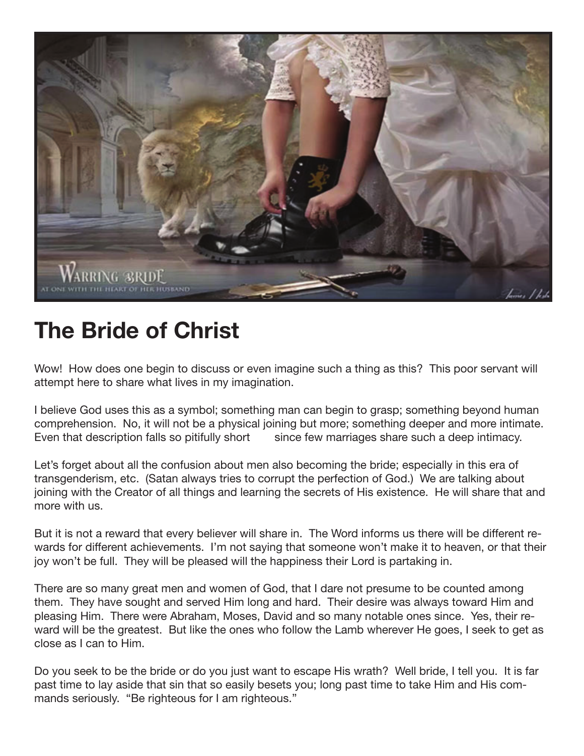# The Bride of Christ

Wow! How does one begin to discuss or even imagine such a thing as this? This poor servant will attempt here to share what lives in my imagination.

I believe God uses this as a symbol; something man can begin to grasp; something beyond human comprehension. No, it will not be a physical joining but more; something deeper and more intimate. Even that description falls so pitifully short since few marriages share such a deep intimacy.

Let's forget about all the confusion about men also becoming the bride; especially in this era of transgenderism, etc. (Satan always tries to corrupt the perfection of God.) We are talking about joining with the Creator of all things and learning the secrets of His existence. He will share that and more with us.

But it is not a reward that every believer will share in. The Word informs us there will be different rewards for different achievements. I'm not saying that someone won't make it to heaven, or that their joy won't be full. They will be pleased will the happiness their Lord is partaking in.

There are so many great men and women of God, that I dare not presume to be counted among them. They have sought and served Him long and hard. Their desire was always toward Him and pleasing Him. There were Abraham, Moses, David and so many notable ones since. Yes, their reward will be the greatest. But like the ones who follow the Lamb wherever He goes, I seek to get as close as I can to Him.

Do you seek to be the bride or do you just want to escape His wrath? Well bride, I tell you. It is far past time to lay aside that sin that so easily besets you; long past time to take Him and His commands seriously. "Be righteous for I am righteous."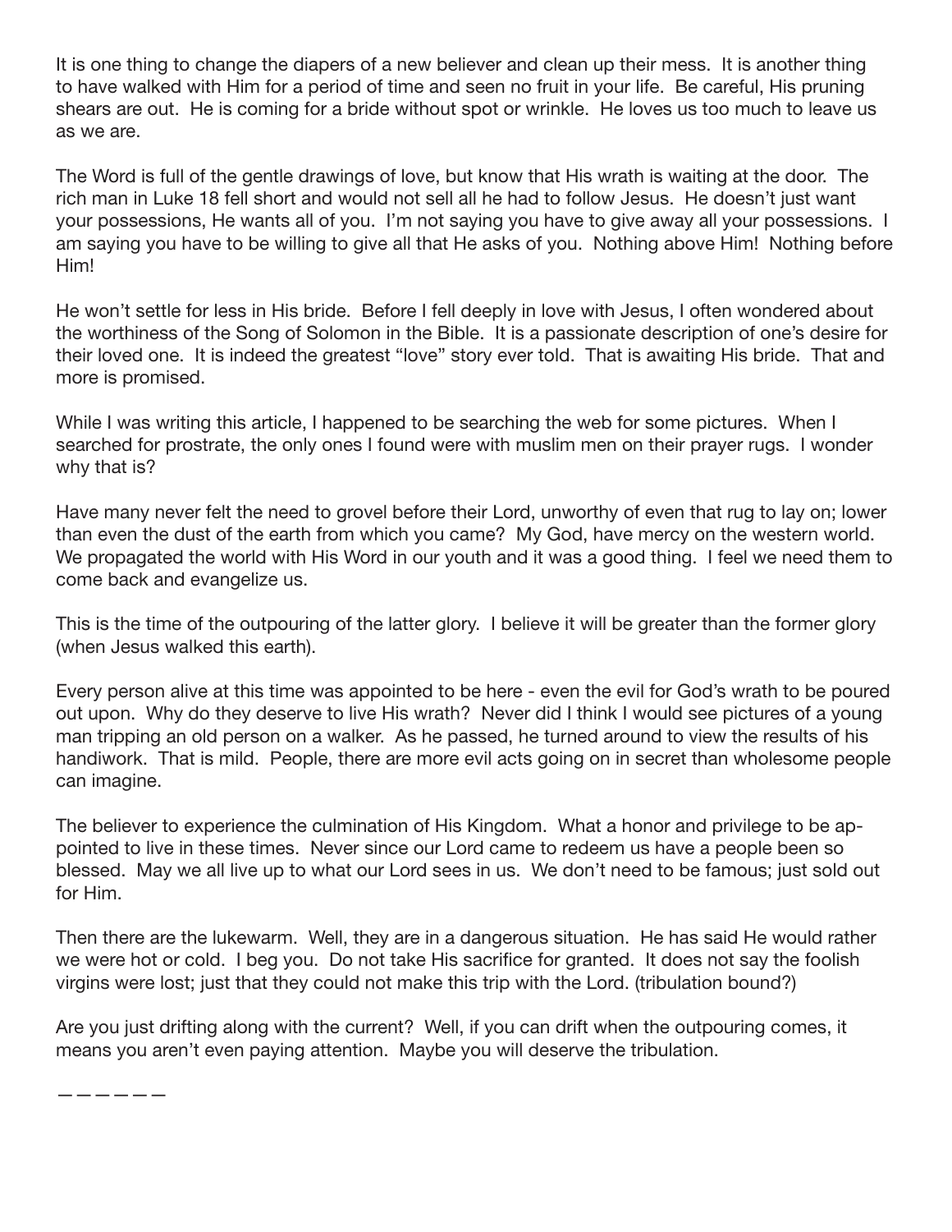It is one thing to change the diapers of a new believer and clean up their mess. It is another thing to have walked with Him for a period of time and seen no fruit in your life. Be careful, His pruning shears are out. He is coming for a bride without spot or wrinkle. He loves us too much to leave us as we are.

The Word is full of the gentle drawings of love, but know that His wrath is waiting at the door. The rich man in Luke 18 fell short and would not sell all he had to follow Jesus. He doesn't just want your possessions, He wants all of you. I'm not saying you have to give away all your possessions. I am saying you have to be willing to give all that He asks of you. Nothing above Him! Nothing before Him!

He won't settle for less in His bride. Before I fell deeply in love with Jesus, I often wondered about the worthiness of the Song of Solomon in the Bible. It is a passionate description of one's desire for their loved one. It is indeed the greatest "love" story ever told. That is awaiting His bride. That and more is promised.

While I was writing this article, I happened to be searching the web for some pictures. When I searched for prostrate, the only ones I found were with muslim men on their prayer rugs. I wonder why that is?

Have many never felt the need to grovel before their Lord, unworthy of even that rug to lay on; lower than even the dust of the earth from which you came? My God, have mercy on the western world. We propagated the world with His Word in our youth and it was a good thing. I feel we need them to come back and evangelize us.

This is the time of the outpouring of the latter glory. I believe it will be greater than the former glory (when Jesus walked this earth).

Every person alive at this time was appointed to be here - even the evil for God's wrath to be poured out upon. Why do they deserve to live His wrath? Never did I think I would see pictures of a young man tripping an old person on a walker. As he passed, he turned around to view the results of his handiwork. That is mild. People, there are more evil acts going on in secret than wholesome people can imagine.

The believer to experience the culmination of His Kingdom. What a honor and privilege to be appointed to live in these times. Never since our Lord came to redeem us have a people been so blessed. May we all live up to what our Lord sees in us. We don't need to be famous; just sold out for Him.

Then there are the lukewarm. Well, they are in a dangerous situation. He has said He would rather we were hot or cold. I beg you. Do not take His sacrifice for granted. It does not say the foolish virgins were lost; just that they could not make this trip with the Lord. (tribulation bound?)

Are you just drifting along with the current? Well, if you can drift when the outpouring comes, it means you aren't even paying attention. Maybe you will deserve the tribulation.

——————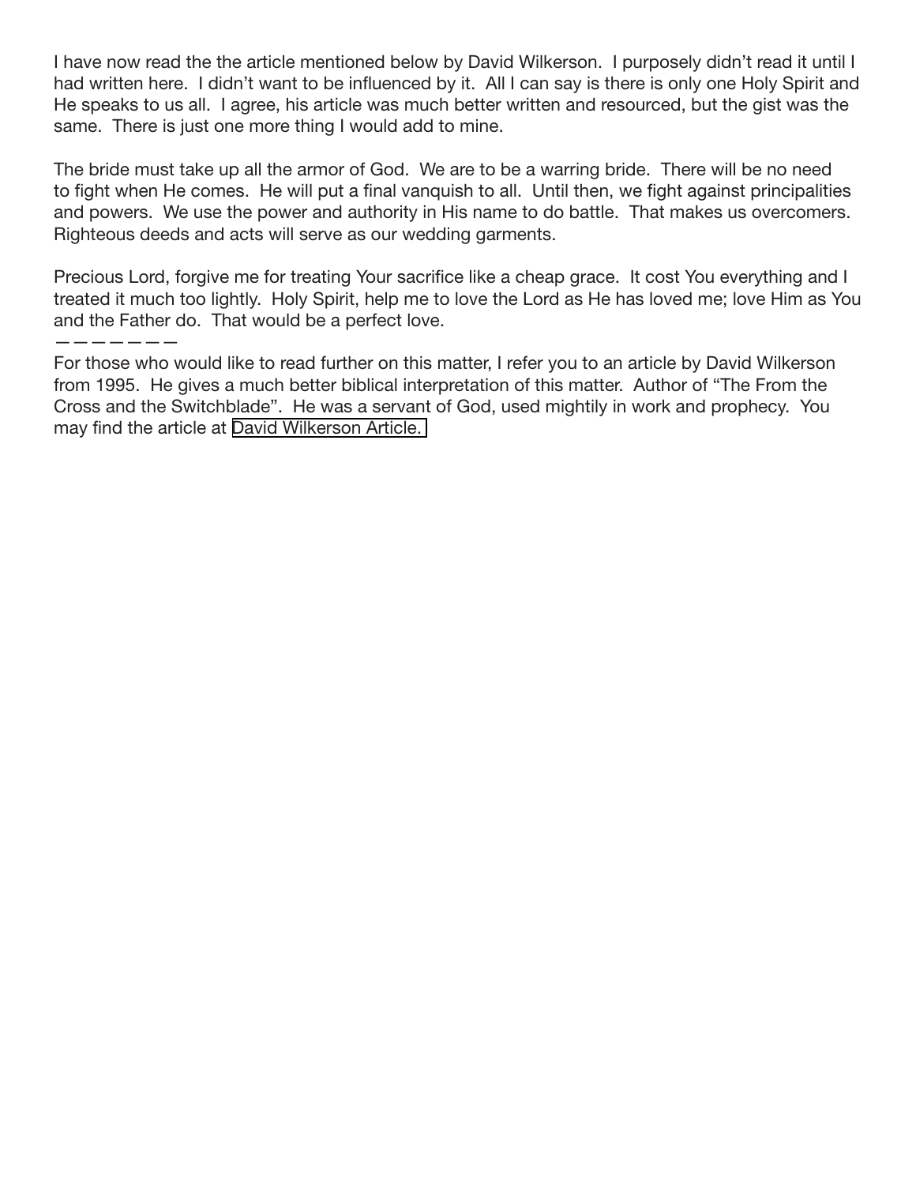I have now read the the article mentioned below by David Wilkerson. I purposely didn't read it until I had written here. I didn't want to be influenced by it. All I can say is there is only one Holy Spirit and He speaks to us all. I agree, his article was much better written and resourced, but the gist was the same. There is just one more thing I would add to mine.

The bride must take up all the armor of God. We are to be a warring bride. There will be no need to fight when He comes. He will put a final vanquish to all. Until then, we fight against principalities and powers. We use the power and authority in His name to do battle. That makes us overcomers. Righteous deeds and acts will serve as our wedding garments.

Precious Lord, forgive me for treating Your sacrifice like a cheap grace. It cost You everything and I treated it much too lightly. Holy Spirit, help me to love the Lord as He has loved me; love Him as You and the Father do. That would be a perfect love.

———————

For those who would like to read further on this matter, I refer you to an article by David Wilkerson from 1995. He gives a much better biblical interpretation of this matter. Author of "The From the Cross and the Switchblade". He was a servant of God, used mightily in work and prophecy. You may find the article at David Wilkerson Article.